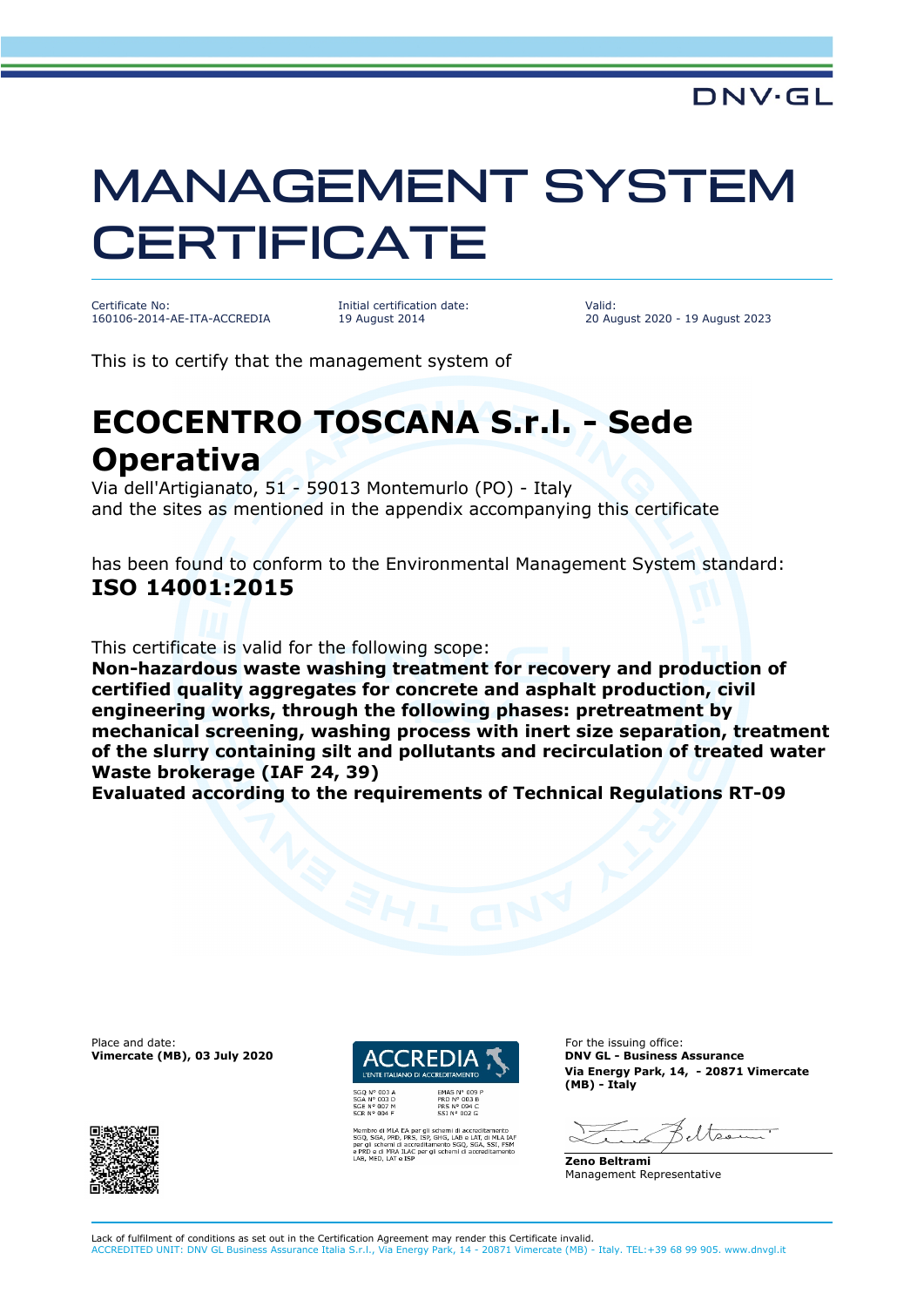DNV·GL

# MANAGEMENT SYSTEM CERTIFICATE

| | | |
|---|---|---|
| Certificate No:<br>160106-2014-AE-ITA-ACCREDIA | Initial certification date:<br>19 August 2014 | Valid:<br>20 August 2020 - 19 August 2023 |

This is to certify that the management system of

## ECOCENTRO TOSCANA S.r.l. - Sede Operativa

Via dell'Artigianato, 51 - 59013 Montemurlo (PO) - Italy
and the sites as mentioned in the appendix accompanying this certificate

has been found to conform to the Environmental Management System standard:
**ISO 14001:2015**

This certificate is valid for the following scope:
**Non-hazardous waste washing treatment for recovery and production of certified quality aggregates for concrete and asphalt production, civil engineering works, through the following phases: pretreatment by mechanical screening, washing process with inert size separation, treatment of the slurry containing silt and pollutants and recirculation of treated water**
**Waste brokerage (IAF 24, 39)**
**Evaluated according to the requirements of Technical Regulations RT-09**

Place and date:
**Vimercate (MB), 03 July 2020**

ACCREDIA
L'ENTE ITALIANO DI ACCREDITAMENTO

SGQ N° 003 A
SGA N° 003 D
SGE N° 007 M
SCR N° 004 F

EMAS N° 009 P
PRD N° 003 B
PRS N° 094 C
SSI N° 002 G

Membro di MLA EA per gli schemi di accreditamento SGQ, SGA, PRD, PRS, ISP, GHG, LAB e LAT, di MLA IAF per gli schemi di accreditamento SGQ, SGA, SSI, FSM e PRD e di MRA ILAC per gli schemi di accreditamento LAB, MED, LAT e ISP

For the issuing office:
**DNV GL - Business Assurance**
**Via Energy Park, 14, - 20871 Vimercate (MB) - Italy**

**Zeno Beltrami**
Management Representative

Lack of fulfilment of conditions as set out in the Certification Agreement may render this Certificate invalid.
ACCREDITED UNIT: DNV GL Business Assurance Italia S.r.l., Via Energy Park, 14 - 20871 Vimercate (MB) - Italy. TEL:+39 68 99 905. www.dnvgl.it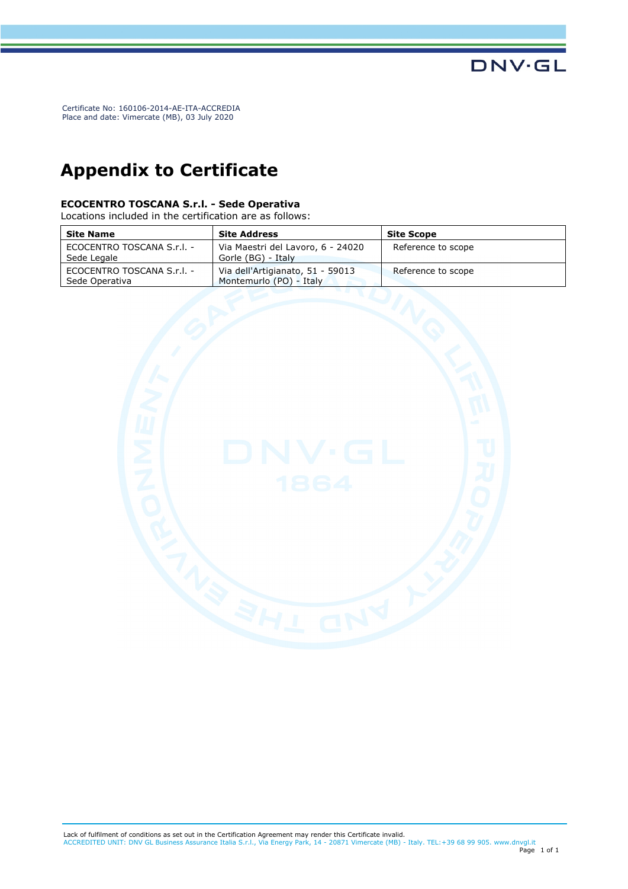Certificate No: 160106-2014-AE-ITA-ACCREDIA
Place and date: Vimercate (MB), 03 July 2020

# Appendix to Certificate

**ECOCENTRO TOSCANA S.r.l. - Sede Operativa**
Locations included in the certification are as follows:

| Site Name | Site Address | Site Scope |
|---|---|---|
| ECOCENTRO TOSCANA S.r.l. - Sede Legale | Via Maestri del Lavoro, 6 - 24020 Gorle (BG) - Italy | Reference to scope |
| ECOCENTRO TOSCANA S.r.l. - Sede Operativa | Via dell'Artigianato, 51 - 59013 Montemurlo (PO) - Italy | Reference to scope |

Lack of fulfilment of conditions as set out in the Certification Agreement may render this Certificate invalid.
ACCREDITED UNIT: DNV GL Business Assurance Italia S.r.l., Via Energy Park, 14 - 20871 Vimercate (MB) - Italy. TEL:+39 68 99 905. www.dnvgl.it